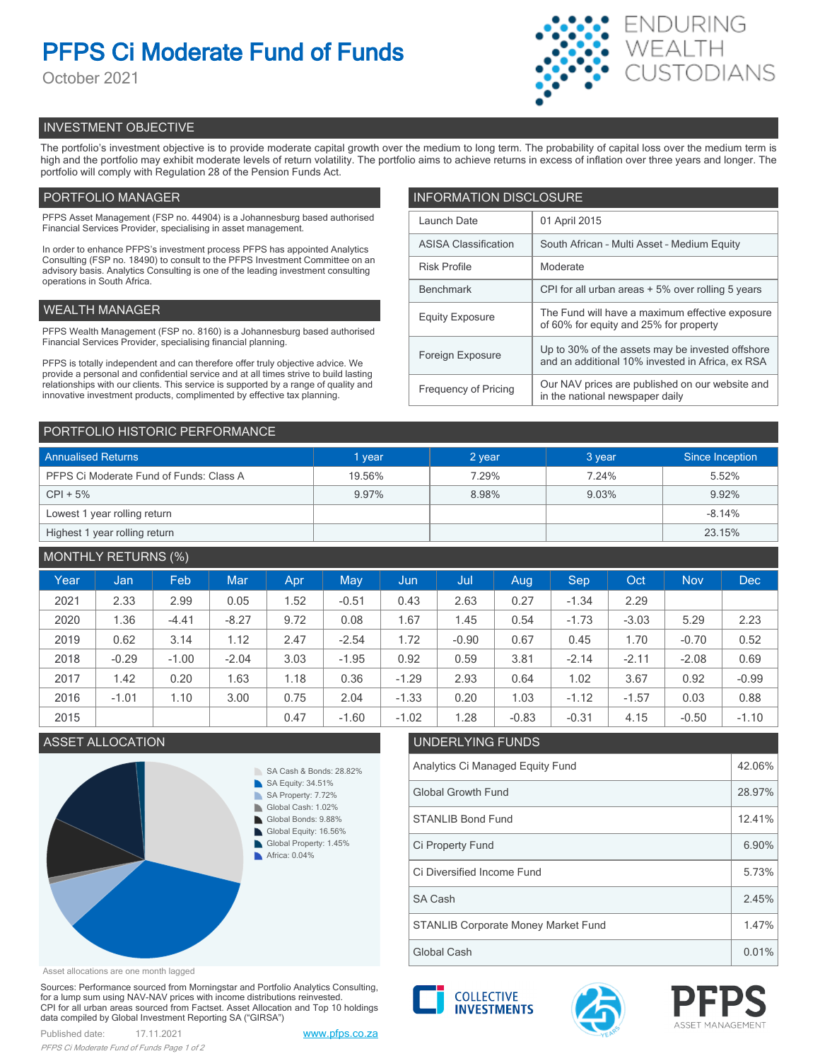# PFPS Ci Moderate Fund of Funds

October 2021

ENDURING WEALTH CUSTODIANS

## INVESTMENT OBJECTIVE

The portfolio's investment objective is to provide moderate capital growth over the medium to long term. The probability of capital loss over the medium term is high and the portfolio may exhibit moderate levels of return volatility. The portfolio aims to achieve returns in excess of inflation over three years and longer. The portfolio will comply with Regulation 28 of the Pension Funds Act.

## PORTFOLIO MANAGER

PFPS Asset Management (FSP no. 44904) is a Johannesburg based authorised Financial Services Provider, specialising in asset management.

In order to enhance PFPS's investment process PFPS has appointed Analytics Consulting (FSP no. 18490) to consult to the PFPS Investment Committee on an advisory basis. Analytics Consulting is one of the leading investment consulting operations in South Africa.

## WEALTH MANAGER

PFPS Wealth Management (FSP no. 8160) is a Johannesburg based authorised Financial Services Provider, specialising financial planning.

PFPS is totally independent and can therefore offer truly objective advice. We provide a personal and confidential service and at all times strive to build lasting relationships with our clients. This service is supported by a range of quality and innovative investment products, complimented by effective tax planning.

## INFORMATION DISCLOSURE

| | |
|---|---|
| Launch Date | 01 April 2015 |
| ASISA Classification | South African - Multi Asset - Medium Equity |
| Risk Profile | Moderate |
| Benchmark | CPI for all urban areas + 5% over rolling 5 years |
| Equity Exposure | The Fund will have a maximum effective exposure of 60% for equity and 25% for property |
| Foreign Exposure | Up to 30% of the assets may be invested offshore and an additional 10% invested in Africa, ex RSA |
| Frequency of Pricing | Our NAV prices are published on our website and in the national newspaper daily |

## PORTFOLIO HISTORIC PERFORMANCE

| Annualised Returns | 1 year | 2 year | 3 year | Since Inception |
|---|---|---|---|---|
| PFPS Ci Moderate Fund of Funds: Class A | 19.56% | 7.29% | 7.24% | 5.52% |
| CPI + 5% | 9.97% | 8.98% | 9.03% | 9.92% |
| Lowest 1 year rolling return | | | | -8.14% |
| Highest 1 year rolling return | | | | 23.15% |

## MONTHLY RETURNS (%)

| Year | Jan | Feb | Mar | Apr | May | Jun | Jul | Aug | Sep | Oct | Nov | Dec |
|---|---|---|---|---|---|---|---|---|---|---|---|---|
| 2021 | 2.33 | 2.99 | 0.05 | 1.52 | -0.51 | 0.43 | 2.63 | 0.27 | -1.34 | 2.29 | | |
| 2020 | 1.36 | -4.41 | -8.27 | 9.72 | 0.08 | 1.67 | 1.45 | 0.54 | -1.73 | -3.03 | 5.29 | 2.23 |
| 2019 | 0.62 | 3.14 | 1.12 | 2.47 | -2.54 | 1.72 | -0.90 | 0.67 | 0.45 | 1.70 | -0.70 | 0.52 |
| 2018 | -0.29 | -1.00 | -2.04 | 3.03 | -1.95 | 0.92 | 0.59 | 3.81 | -2.14 | -2.11 | -2.08 | 0.69 |
| 2017 | 1.42 | 0.20 | 1.63 | 1.18 | 0.36 | -1.29 | 2.93 | 0.64 | 1.02 | 3.67 | 0.92 | -0.99 |
| 2016 | -1.01 | 1.10 | 3.00 | 0.75 | 2.04 | -1.33 | 0.20 | 1.03 | -1.12 | -1.57 | 0.03 | 0.88 |
| 2015 | | | | 0.47 | -1.60 | -1.02 | 1.28 | -0.83 | -0.31 | 4.15 | -0.50 | -1.10 |

## ASSET ALLOCATION

- SA Cash & Bonds: 28.82%
- SA Equity: 34.51%
- SA Property: 7.72%
- Global Cash: 1.02%
- Global Bonds: 9.88%
- Global Equity: 16.56%
- Global Property: 1.45%
- Africa: 0.04%

Asset allocations are one month lagged

## UNDERLYING FUNDS

| | |
|---|---|
| Analytics Ci Managed Equity Fund | 42.06% |
| Global Growth Fund | 28.97% |
| STANLIB Bond Fund | 12.41% |
| Ci Property Fund | 6.90% |
| Ci Diversified Income Fund | 5.73% |
| SA Cash | 2.45% |
| STANLIB Corporate Money Market Fund | 1.47% |
| Global Cash | 0.01% |

Sources: Performance sourced from Morningstar and Portfolio Analytics Consulting, for a lump sum using NAV-NAV prices with income distributions reinvested.
CPI for all urban areas sourced from Factset. Asset Allocation and Top 10 holdings data compiled by Global Investment Reporting SA ("GIRSA")

Published date: 17.11.2021

www.pfps.co.za

COLLECTIVE INVESTMENTS

PFPS ASSET MANAGEMENT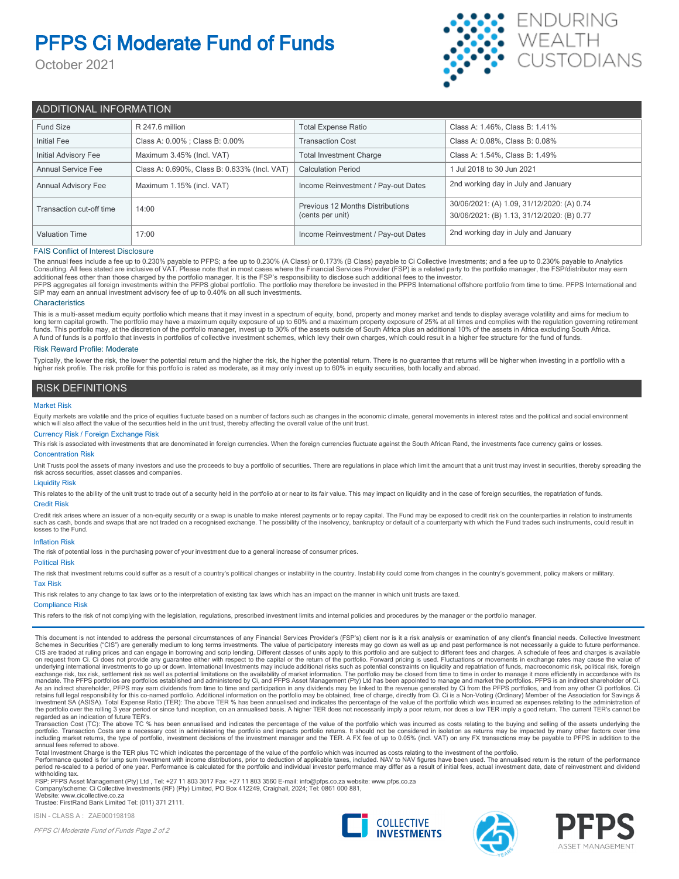# PFPS Ci Moderate Fund of Funds

October 2021

## ADDITIONAL INFORMATION

| | | | |
|---|---|---|---|
| Fund Size | R 247.6 million | Total Expense Ratio | Class A: 1.46%, Class B: 1.41% |
| Initial Fee | Class A: 0.00% ; Class B: 0.00% | Transaction Cost | Class A: 0.08%, Class B: 0.08% |
| Initial Advisory Fee | Maximum 3.45% (Incl. VAT) | Total Investment Charge | Class A: 1.54%, Class B: 1.49% |
| Annual Service Fee | Class A: 0.690%, Class B: 0.633% (Incl. VAT) | Calculation Period | 1 Jul 2018 to 30 Jun 2021 |
| Annual Advisory Fee | Maximum 1.15% (incl. VAT) | Income Reinvestment / Pay-out Dates | 2nd working day in July and January |
| Transaction cut-off time | 14:00 | Previous 12 Months Distributions (cents per unit) | 30/06/2021: (A) 1.09, 31/12/2020: (A) 0.74<br>30/06/2021: (B) 1.13, 31/12/2020: (B) 0.77 |
| Valuation Time | 17:00 | Income Reinvestment / Pay-out Dates | 2nd working day in July and January |

### FAIS Conflict of Interest Disclosure

The annual fees include a fee up to 0.230% payable to PFPS; a fee up to 0.230% (A Class) or 0.173% (B Class) payable to Ci Collective Investments; and a fee up to 0.230% payable to Analytics Consulting. All fees stated are inclusive of VAT. Please note that in most cases where the Financial Services Provider (FSP) is a related party to the portfolio manager, the FSP/distributor may earn additional fees other than those charged by the portfolio manager. It is the FSP's responsibility to disclose such additional fees to the investor.
PFPS aggregates all foreign investments within the PFPS global portfolio. The portfolio may therefore be invested in the PFPS International offshore portfolio from time to time. PFPS International and SIP may earn an annual investment advisory fee of up to 0.40% on all such investments.

### Characteristics

This is a multi-asset medium equity portfolio which means that it may invest in a spectrum of equity, bond, property and money market and tends to display average volatility and aims for medium to long term capital growth. The portfolio may have a maximum equity exposure of up to 60% and a maximum property exposure of 25% at all times and complies with the regulation governing retirement funds. This portfolio may, at the discretion of the portfolio manager, invest up to 30% of the assets outside of South Africa plus an additional 10% of the assets in Africa excluding South Africa.
A fund of funds is a portfolio that invests in portfolios of collective investment schemes, which levy their own charges, which could result in a higher fee structure for the fund of funds.

### Risk Reward Profile: Moderate

Typically, the lower the risk, the lower the potential return and the higher the risk, the higher the potential return. There is no guarantee that returns will be higher when investing in a portfolio with a higher risk profile. The risk profile for this portfolio is rated as moderate, as it may only invest up to 60% in equity securities, both locally and abroad.

## RISK DEFINITIONS

### Market Risk

Equity markets are volatile and the price of equities fluctuate based on a number of factors such as changes in the economic climate, general movements in interest rates and the political and social environment which will also affect the value of the securities held in the unit trust, thereby affecting the overall value of the unit trust.

### Currency Risk / Foreign Exchange Risk

This risk is associated with investments that are denominated in foreign currencies. When the foreign currencies fluctuate against the South African Rand, the investments face currency gains or losses.

### Concentration Risk

Unit Trusts pool the assets of many investors and use the proceeds to buy a portfolio of securities. There are regulations in place which limit the amount that a unit trust may invest in securities, thereby spreading the risk across securities, asset classes and companies.

### Liquidity Risk

This relates to the ability of the unit trust to trade out of a security held in the portfolio at or near to its fair value. This may impact on liquidity and in the case of foreign securities, the repatriation of funds.

### Credit Risk

Credit risk arises where an issuer of a non-equity security or a swap is unable to make interest payments or to repay capital. The Fund may be exposed to credit risk on the counterparties in relation to instruments such as cash, bonds and swaps that are not traded on a recognised exchange. The possibility of the insolvency, bankruptcy or default of a counterparty with which the Fund trades such instruments, could result in losses to the Fund.

### Inflation Risk

The risk of potential loss in the purchasing power of your investment due to a general increase of consumer prices.

### Political Risk

The risk that investment returns could suffer as a result of a country's political changes or instability in the country. Instability could come from changes in the country's government, policy makers or military.

### Tax Risk

This risk relates to any change to tax laws or to the interpretation of existing tax laws which has an impact on the manner in which unit trusts are taxed.

### Compliance Risk

This refers to the risk of not complying with the legislation, regulations, prescribed investment limits and internal policies and procedures by the manager or the portfolio manager.

This document is not intended to address the personal circumstances of any Financial Services Provider's (FSP's) client nor is it a risk analysis or examination of any client's financial needs. Collective Investment Schemes in Securities ("CIS") are generally medium to long terms investments. The value of participatory interests may go down as well as up and past performance is not necessarily a guide to future performance. CIS are traded at ruling prices and can engage in borrowing and scrip lending. Different classes of units apply to this portfolio and are subject to different fees and charges. A schedule of fees and charges is available on request from Ci. Ci does not provide any guarantee either with respect to the capital or the return of the portfolio. Forward pricing is used. Fluctuations or movements in exchange rates may cause the value of underlying international investments to go up or down. International Investments may include additional risks such as potential constraints on liquidity and repatriation of funds, macroeconomic risk, political risk, foreign exchange risk, tax risk, settlement risk as well as potential limitations on the availability of market information. The portfolio may be closed from time to time in order to manage it more efficiently in accordance with its mandate. The PFPS portfolios are portfolios established and administered by Ci, and PFPS Asset Management (Pty) Ltd has been appointed to manage and market the portfolios. PFPS is an indirect shareholder of Ci. As an indirect shareholder, PFPS may earn dividends from time to time and participation in any dividends may be linked to the revenue generated by Ci from the PFPS portfolios, and from any other Ci portfolios. Ci retains full legal responsibility for this co-named portfolio. Additional information on the portfolio may be obtained, free of charge, directly from Ci. Ci is a Non-Voting (Ordinary) Member of the Association for Savings & Investment SA (ASISA). Total Expense Ratio (TER): The above TER % has been annualised and indicates the percentage of the value of the portfolio which was incurred as expenses relating to the administration of the portfolio over the rolling 3 year period or since fund inception, on an annualised basis. A higher TER does not necessarily imply a poor return, nor does a low TER imply a good return. The current TER's cannot be regarded as an indication of future TER's.
Transaction Cost (TC): The above TC % has been annualised and indicates the percentage of the value of the portfolio which was incurred as costs relating to the buying and selling of the assets underlying the portfolio. Transaction Costs are a necessary cost in administering the portfolio and impacts portfolio returns. It should not be considered in isolation as returns may be impacted by many other factors over time including market returns, the type of portfolio, investment decisions of the investment manager and the TER. A FX fee of up to 0.05% (incl. VAT) on any FX transactions may be payable to PFPS in addition to the annual fees referred to above.
Total Investment Charge is the TER plus TC which indicates the percentage of the value of the portfolio which was incurred as costs relating to the investment of the portfolio.
Performance quoted is for lump sum investment with income distributions, prior to deduction of applicable taxes, included. NAV to NAV figures have been used. The annualised return is the return of the performance period re-scaled to a period of one year. Performance is calculated for the portfolio and individual investor performance may differ as a result of initial fees, actual investment date, date of reinvestment and dividend withholding tax.
FSP: PFPS Asset Management (Pty) Ltd , Tel: +27 11 803 3017 Fax: +27 11 803 3560 E-mail: info@pfps.co.za website: www.pfps.co.za
Company/scheme: Ci Collective Investments (RF) (Pty) Limited, PO Box 412249, Craighall, 2024; Tel: 0861 000 881,
Website: www.cicollective.co.za
Trustee: FirstRand Bank Limited Tel: (011) 371 2111.

ISIN - CLASS A : ZAE000198198